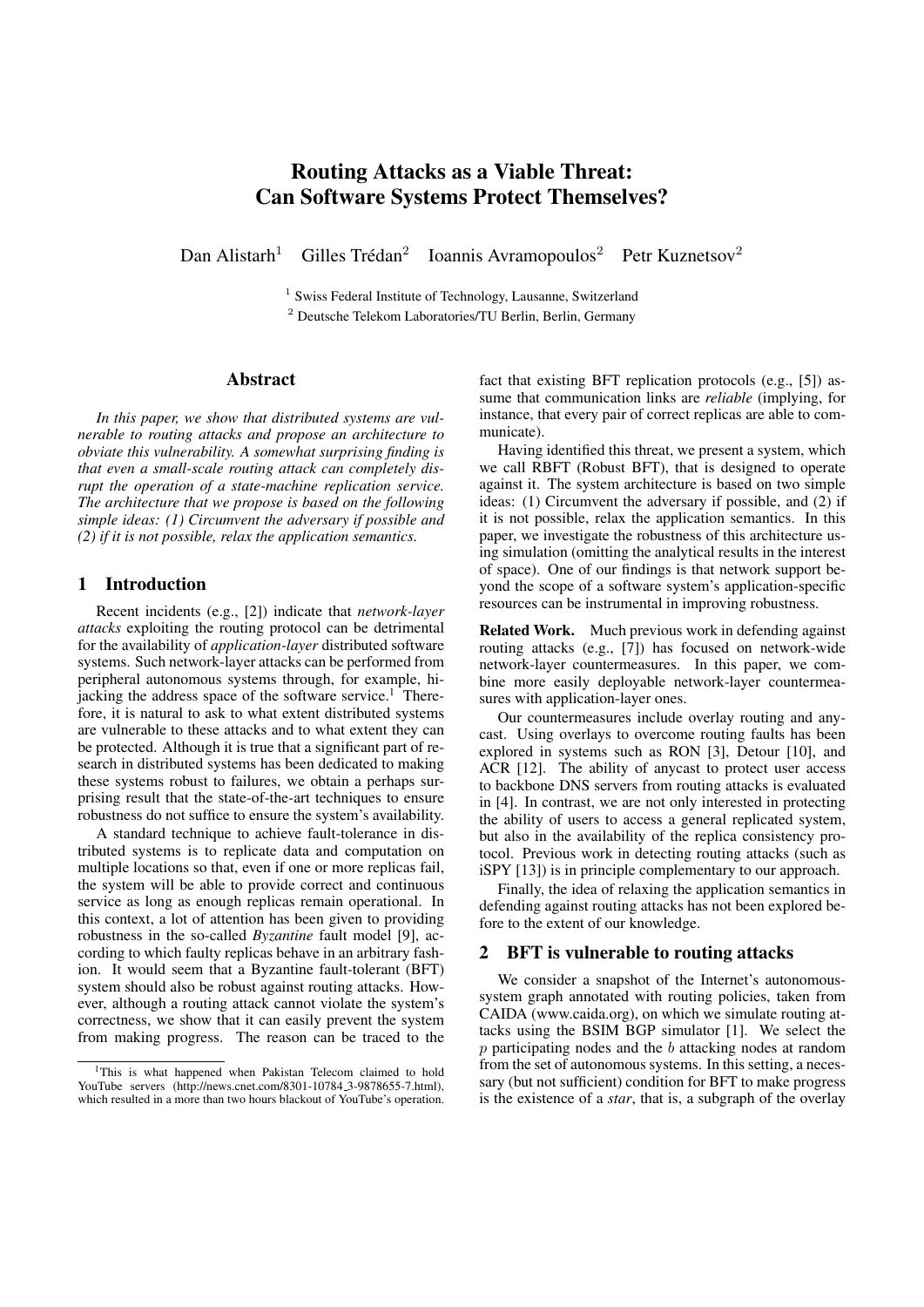# Routing Attacks as a Viable Threat: Can Software Systems Protect Themselves?

Dan Alistarh[1] Gilles Trédan[2] Ioannis Avramopoulos[2] Petr Kuznetsov[2]

[1] Swiss Federal Institute of Technology, Lausanne, Switzerland

[2] Deutsche Telekom Laboratories/TU Berlin, Berlin, Germany

## Abstract

*In this paper, we show that distributed systems are vulnerable to routing attacks and propose an architecture to obviate this vulnerability. A somewhat surprising finding is that even a small-scale routing attack can completely disrupt the operation of a state-machine replication service. The architecture that we propose is based on the following simple ideas: (1) Circumvent the adversary if possible and (2) if it is not possible, relax the application semantics.*

## 1 Introduction

Recent incidents (e.g., [2]) indicate that *network-layer attacks* exploiting the routing protocol can be detrimental for the availability of *application-layer* distributed software systems. Such network-layer attacks can be performed from peripheral autonomous systems through, for example, hijacking the address space of the software service.[1] Therefore, it is natural to ask to what extent distributed systems are vulnerable to these attacks and to what extent they can be protected. Although it is true that a significant part of research in distributed systems has been dedicated to making these systems robust to failures, we obtain a perhaps surprising result that the state-of-the-art techniques to ensure robustness do not suffice to ensure the system's availability.

A standard technique to achieve fault-tolerance in distributed systems is to replicate data and computation on multiple locations so that, even if one or more replicas fail, the system will be able to provide correct and continuous service as long as enough replicas remain operational. In this context, a lot of attention has been given to providing robustness in the so-called *Byzantine* fault model [9], according to which faulty replicas behave in an arbitrary fashion. It would seem that a Byzantine fault-tolerant (BFT) system should also be robust against routing attacks. However, although a routing attack cannot violate the system's correctness, we show that it can easily prevent the system from making progress. The reason can be traced to the fact that existing BFT replication protocols (e.g., [5]) assume that communication links are *reliable* (implying, for instance, that every pair of correct replicas are able to communicate).

Having identified this threat, we present a system, which we call RBFT (Robust BFT), that is designed to operate against it. The system architecture is based on two simple ideas: (1) Circumvent the adversary if possible, and (2) if it is not possible, relax the application semantics. In this paper, we investigate the robustness of this architecture using simulation (omitting the analytical results in the interest of space). One of our findings is that network support beyond the scope of a software system's application-specific resources can be instrumental in improving robustness.

**Related Work.** Much previous work in defending against routing attacks (e.g., [7]) has focused on network-wide network-layer countermeasures. In this paper, we combine more easily deployable network-layer countermeasures with application-layer ones.

Our countermeasures include overlay routing and anycast. Using overlays to overcome routing faults has been explored in systems such as RON [3], Detour [10], and ACR [12]. The ability of anycast to protect user access to backbone DNS servers from routing attacks is evaluated in [4]. In contrast, we are not only interested in protecting the ability of users to access a general replicated system, but also in the availability of the replica consistency protocol. Previous work in detecting routing attacks (such as iSPY [13]) is in principle complementary to our approach.

Finally, the idea of relaxing the application semantics in defending against routing attacks has not been explored before to the extent of our knowledge.

## 2 BFT is vulnerable to routing attacks

We consider a snapshot of the Internet's autonomous-system graph annotated with routing policies, taken from CAIDA (www.caida.org), on which we simulate routing attacks using the BSIM BGP simulator [1]. We select the $p$ participating nodes and the $b$ attacking nodes at random from the set of autonomous systems. In this setting, a necessary (but not sufficient) condition for BFT to make progress is the existence of a *star*, that is, a subgraph of the overlay

[1] This is what happened when Pakistan Telecom claimed to hold YouTube servers (http://news.cnet.com/8301-10784_3-9878655-7.html), which resulted in a more than two hours blackout of YouTube's operation.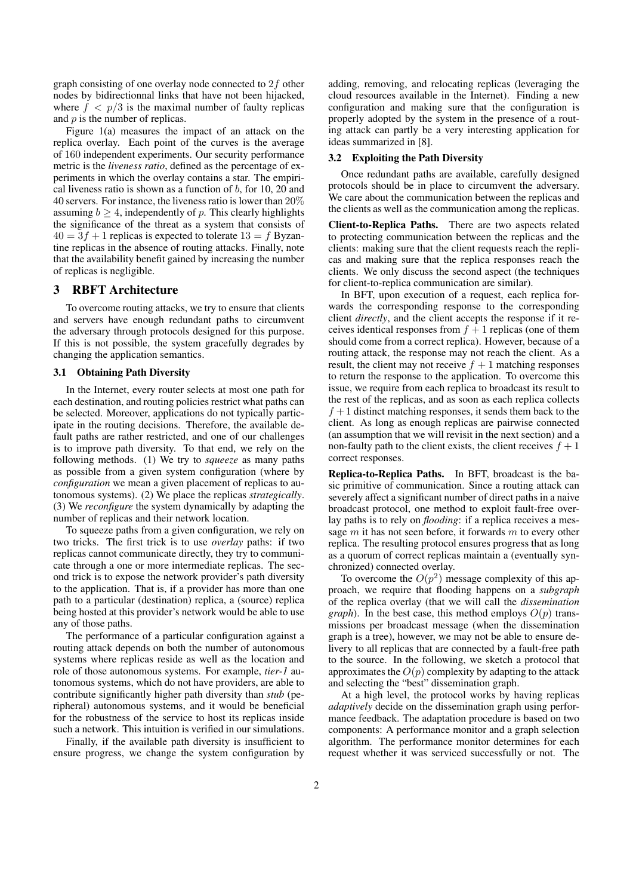graph consisting of one overlay node connected to $2f$ other nodes by bidirectionnal links that have not been hijacked, where $f < p/3$ is the maximal number of faulty replicas and $p$ is the number of replicas.

Figure 1(a) measures the impact of an attack on the replica overlay. Each point of the curves is the average of 160 independent experiments. Our security performance metric is the *liveness ratio*, defined as the percentage of experiments in which the overlay contains a star. The empirical liveness ratio is shown as a function of $b$, for 10, 20 and 40 servers. For instance, the liveness ratio is lower than 20% assuming $b \geq 4$, independently of $p$. This clearly highlights the significance of the threat as a system that consists of $40 = 3f + 1$ replicas is expected to tolerate $13 = f$ Byzantine replicas in the absence of routing attacks. Finally, note that the availability benefit gained by increasing the number of replicas is negligible.

# 3 RBFT Architecture

To overcome routing attacks, we try to ensure that clients and servers have enough redundant paths to circumvent the adversary through protocols designed for this purpose. If this is not possible, the system gracefully degrades by changing the application semantics.

## 3.1 Obtaining Path Diversity

In the Internet, every router selects at most one path for each destination, and routing policies restrict what paths can be selected. Moreover, applications do not typically participate in the routing decisions. Therefore, the available default paths are rather restricted, and one of our challenges is to improve path diversity. To that end, we rely on the following methods. (1) We try to *squeeze* as many paths as possible from a given system configuration (where by *configuration* we mean a given placement of replicas to autonomous systems). (2) We place the replicas *strategically*. (3) We *reconfigure* the system dynamically by adapting the number of replicas and their network location.

To squeeze paths from a given configuration, we rely on two tricks. The first trick is to use *overlay* paths: if two replicas cannot communicate directly, they try to communicate through a one or more intermediate replicas. The second trick is to expose the network provider's path diversity to the application. That is, if a provider has more than one path to a particular (destination) replica, a (source) replica being hosted at this provider's network would be able to use any of those paths.

The performance of a particular configuration against a routing attack depends on both the number of autonomous systems where replicas reside as well as the location and role of those autonomous systems. For example, *tier-1* autonomous systems, which do not have providers, are able to contribute significantly higher path diversity than *stub* (peripheral) autonomous systems, and it would be beneficial for the robustness of the service to host its replicas inside such a network. This intuition is verified in our simulations.

Finally, if the available path diversity is insufficient to ensure progress, we change the system configuration by adding, removing, and relocating replicas (leveraging the cloud resources available in the Internet). Finding a new configuration and making sure that the configuration is properly adopted by the system in the presence of a routing attack can partly be a very interesting application for ideas summarized in [8].

## 3.2 Exploiting the Path Diversity

Once redundant paths are available, carefully designed protocols should be in place to circumvent the adversary. We care about the communication between the replicas and the clients as well as the communication among the replicas.

**Client-to-Replica Paths.** There are two aspects related to protecting communication between the replicas and the clients: making sure that the client requests reach the replicas and making sure that the replica responses reach the clients. We only discuss the second aspect (the techniques for client-to-replica communication are similar).

In BFT, upon execution of a request, each replica forwards the corresponding response to the corresponding client *directly*, and the client accepts the response if it receives identical responses from $f + 1$ replicas (one of them should come from a correct replica). However, because of a routing attack, the response may not reach the client. As a result, the client may not receive $f + 1$ matching responses to return the response to the application. To overcome this issue, we require from each replica to broadcast its result to the rest of the replicas, and as soon as each replica collects $f + 1$ distinct matching responses, it sends them back to the client. As long as enough replicas are pairwise connected (an assumption that we will revisit in the next section) and a non-faulty path to the client exists, the client receives $f + 1$ correct responses.

**Replica-to-Replica Paths.** In BFT, broadcast is the basic primitive of communication. Since a routing attack can severely affect a significant number of direct paths in a naive broadcast protocol, one method to exploit fault-free overlay paths is to rely on *flooding*: if a replica receives a message $m$ it has not seen before, it forwards $m$ to every other replica. The resulting protocol ensures progress that as long as a quorum of correct replicas maintain a (eventually synchronized) connected overlay.

To overcome the $O(p^2)$ message complexity of this approach, we require that flooding happens on a *subgraph* of the replica overlay (that we will call the *dissemination graph*). In the best case, this method employs $O(p)$ transmissions per broadcast message (when the dissemination graph is a tree), however, we may not be able to ensure delivery to all replicas that are connected by a fault-free path to the source. In the following, we sketch a protocol that approximates the $O(p)$ complexity by adapting to the attack and selecting the "best" dissemination graph.

At a high level, the protocol works by having replicas *adaptively* decide on the dissemination graph using performance feedback. The adaptation procedure is based on two components: A performance monitor and a graph selection algorithm. The performance monitor determines for each request whether it was serviced successfully or not. The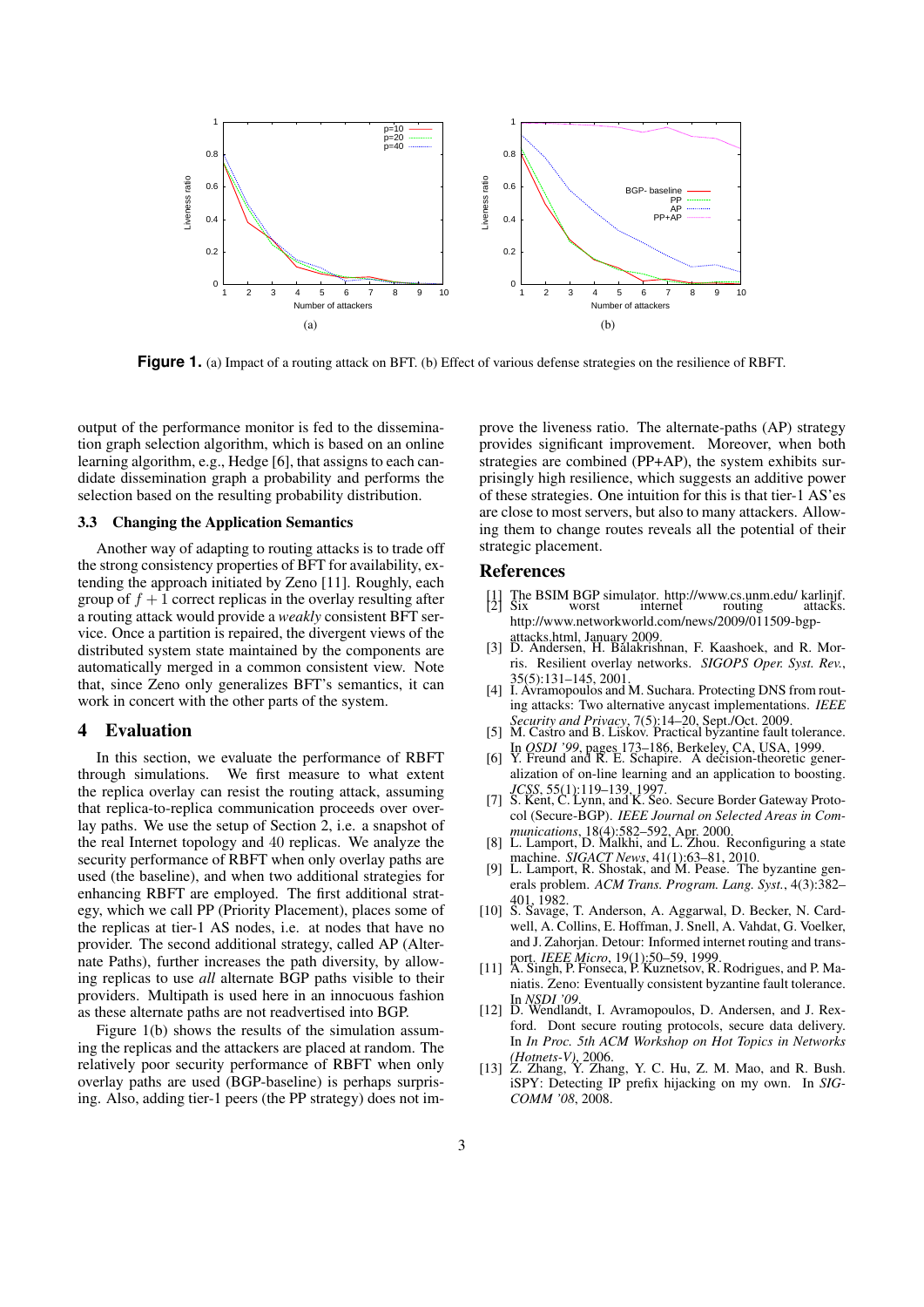1

0.8

0.6

0.4

0.2

0

Liveness ratio

1 2 3 4 5 6 7 8 9 10

Number of attackers

p=10
p=20
p=40

(a)

1

0.8

0.6

0.4

0.2

0

Liveness ratio

1 2 3 4 5 6 7 8 9 10

Number of attackers

BGP- baseline
PP
AP
PP+AP

(b)

**Figure 1.** (a) Impact of a routing attack on BFT. (b) Effect of various defense strategies on the resilience of RBFT.

output of the performance monitor is fed to the dissemination graph selection algorithm, which is based on an online learning algorithm, e.g., Hedge [6], that assigns to each candidate dissemination graph a probability and performs the selection based on the resulting probability distribution.

### 3.3 Changing the Application Semantics

Another way of adapting to routing attacks is to trade off the strong consistency properties of BFT for availability, extending the approach initiated by Zeno [11]. Roughly, each group of $f+1$ correct replicas in the overlay resulting after a routing attack would provide a *weakly* consistent BFT service. Once a partition is repaired, the divergent views of the distributed system state maintained by the components are automatically merged in a common consistent view. Note that, since Zeno only generalizes BFT's semantics, it can work in concert with the other parts of the system.

## 4 Evaluation

In this section, we evaluate the performance of RBFT through simulations. We first measure to what extent the replica overlay can resist the routing attack, assuming that replica-to-replica communication proceeds over overlay paths. We use the setup of Section 2, i.e. a snapshot of the real Internet topology and 40 replicas. We analyze the security performance of RBFT when only overlay paths are used (the baseline), and when two additional strategies for enhancing RBFT are employed. The first additional strategy, which we call PP (Priority Placement), places some of the replicas at tier-1 AS nodes, i.e. at nodes that have no provider. The second additional strategy, called AP (Alternate Paths), further increases the path diversity, by allowing replicas to use *all* alternate BGP paths visible to their providers. Multipath is used here in an innocuous fashion as these alternate paths are not readvertised into BGP.

Figure 1(b) shows the results of the simulation assuming the replicas and the attackers are placed at random. The relatively poor security performance of RBFT when only overlay paths are used (BGP-baseline) is perhaps surprising. Also, adding tier-1 peers (the PP strategy) does not improve the liveness ratio. The alternate-paths (AP) strategy provides significant improvement. Moreover, when both strategies are combined (PP+AP), the system exhibits surprisingly high resilience, which suggests an additive power of these strategies. One intuition for this is that tier-1 AS'es are close to most servers, but also to many attackers. Allowing them to change routes reveals all the potential of their strategic placement.

## References

[1] The BSIM BGP simulator. http://www.cs.unm.edu/ karlinjf.

[2] Six worst internet routing attacks. http://www.networkworld.com/news/2009/011509-bgp-attacks.html, January 2009.

[3] D. Andersen, H. Balakrishnan, F. Kaashoek, and R. Morris. Resilient overlay networks. *SIGOPS Oper. Syst. Rev.*, 35(5):131–145, 2001.

[4] I. Avramopoulos and M. Suchara. Protecting DNS from routing attacks: Two alternative anycast implementations. *IEEE Security and Privacy*, 7(5):14–20, Sept./Oct. 2009.

[5] M. Castro and B. Liskov. Practical byzantine fault tolerance. In *OSDI '99*, pages 173–186, Berkeley, CA, USA, 1999.

[6] Y. Freund and R. E. Schapire. A decision-theoretic generalization of on-line learning and an application to boosting. *JCSS*, 55(1):119–139, 1997.

[7] S. Kent, C. Lynn, and K. Seo. Secure Border Gateway Protocol (Secure-BGP). *IEEE Journal on Selected Areas in Communications*, 18(4):582–592, Apr. 2000.

[8] L. Lamport, D. Malkhi, and L. Zhou. Reconfiguring a state machine. *SIGACT News*, 41(1):63–81, 2010.

[9] L. Lamport, R. Shostak, and M. Pease. The byzantine generals problem. *ACM Trans. Program. Lang. Syst.*, 4(3):382–401, 1982.

[10] S. Savage, T. Anderson, A. Aggarwal, D. Becker, N. Cardwell, A. Collins, E. Hoffman, J. Snell, A. Vahdat, G. Voelker, and J. Zahorjan. Detour: Informed internet routing and transport. *IEEE Micro*, 19(1):50–59, 1999.

[11] A. Singh, P. Fonseca, P. Kuznetsov, R. Rodrigues, and P. Maniatis. Zeno: Eventually consistent byzantine fault tolerance. In *NSDI '09*.

[12] D. Wendlandt, I. Avramopoulos, D. Andersen, and J. Rexford. Dont secure routing protocols, secure data delivery. In *In Proc. 5th ACM Workshop on Hot Topics in Networks (Hotnets-V)*, 2006.

[13] Z. Zhang, Y. Zhang, Y. C. Hu, Z. M. Mao, and R. Bush. iSPY: Detecting IP prefix hijacking on my own. In *SIGCOMM '08*, 2008.